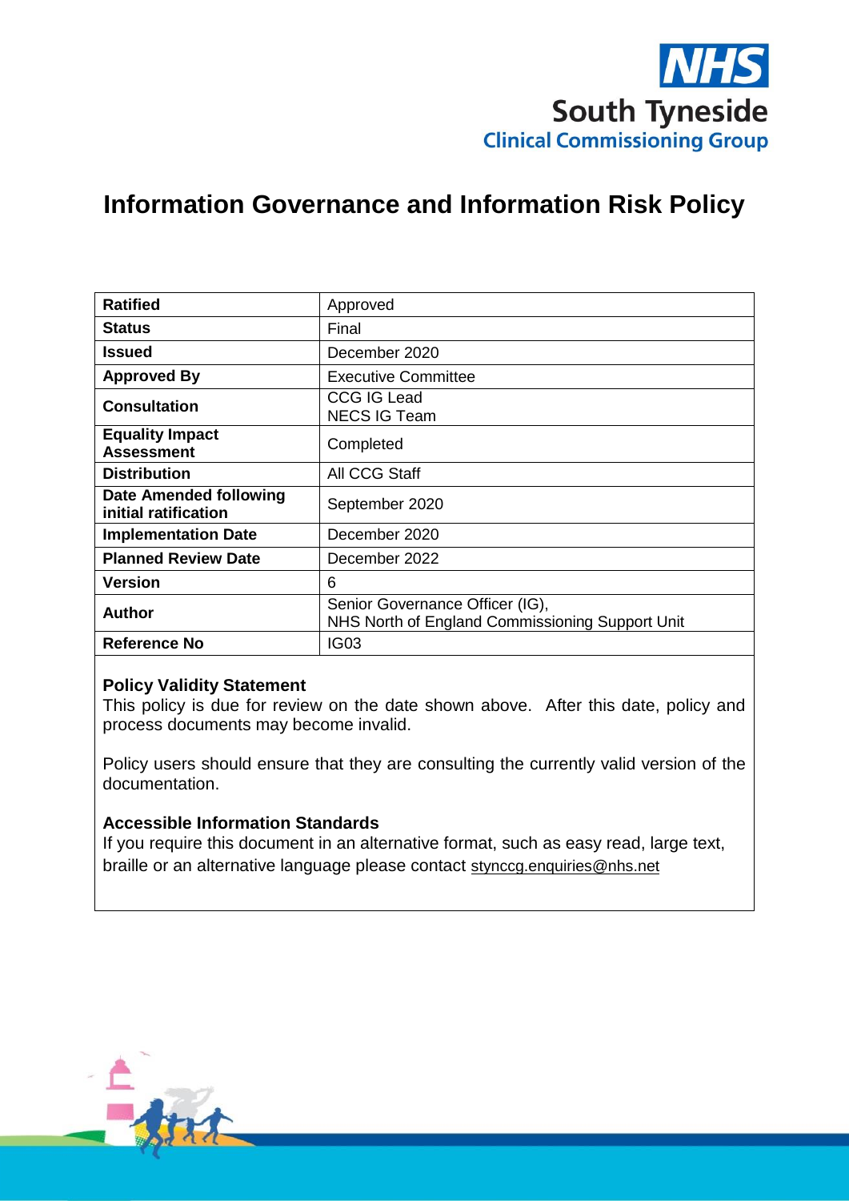NHS
South Tyneside
Clinical Commissioning Group

# Information Governance and Information Risk Policy

| | |
|---|---|
| **Ratified** | Approved |
| **Status** | Final |
| **Issued** | December 2020 |
| **Approved By** | Executive Committee |
| **Consultation** | CCG IG Lead<br>NECS IG Team |
| **Equality Impact Assessment** | Completed |
| **Distribution** | All CCG Staff |
| **Date Amended following initial ratification** | September 2020 |
| **Implementation Date** | December 2020 |
| **Planned Review Date** | December 2022 |
| **Version** | 6 |
| **Author** | Senior Governance Officer (IG),<br>NHS North of England Commissioning Support Unit |
| **Reference No** | IG03 |

**Policy Validity Statement**
This policy is due for review on the date shown above. After this date, policy and process documents may become invalid.

Policy users should ensure that they are consulting the currently valid version of the documentation.

**Accessible Information Standards**
If you require this document in an alternative format, such as easy read, large text, braille or an alternative language please contact stynccg.enquiries@nhs.net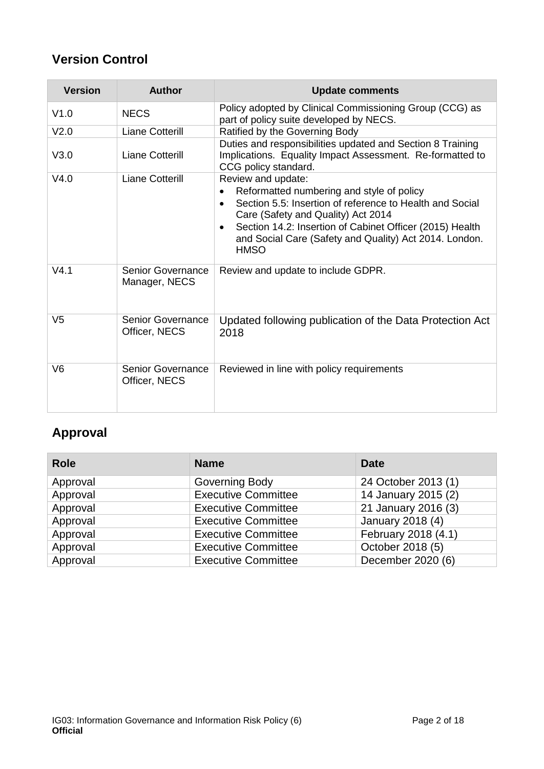## Version Control

| Version | Author | Update comments |
|---|---|---|
| V1.0 | NECS | Policy adopted by Clinical Commissioning Group (CCG) as part of policy suite developed by NECS. |
| V2.0 | Liane Cotterill | Ratified by the Governing Body |
| V3.0 | Liane Cotterill | Duties and responsibilities updated and Section 8 Training Implications. Equality Impact Assessment. Re-formatted to CCG policy standard. |
| V4.0 | Liane Cotterill | Review and update:<br>• Reformatted numbering and style of policy<br>• Section 5.5: Insertion of reference to Health and Social Care (Safety and Quality) Act 2014<br>• Section 14.2: Insertion of Cabinet Officer (2015) Health and Social Care (Safety and Quality) Act 2014. London. HMSO |
| V4.1 | Senior Governance Manager, NECS | Review and update to include GDPR. |
| V5 | Senior Governance Officer, NECS | Updated following publication of the Data Protection Act 2018 |
| V6 | Senior Governance Officer, NECS | Reviewed in line with policy requirements |

## Approval

| Role | Name | Date |
|---|---|---|
| Approval | Governing Body | 24 October 2013 (1) |
| Approval | Executive Committee | 14 January 2015 (2) |
| Approval | Executive Committee | 21 January 2016 (3) |
| Approval | Executive Committee | January 2018 (4) |
| Approval | Executive Committee | February 2018 (4.1) |
| Approval | Executive Committee | October 2018 (5) |
| Approval | Executive Committee | December 2020 (6) |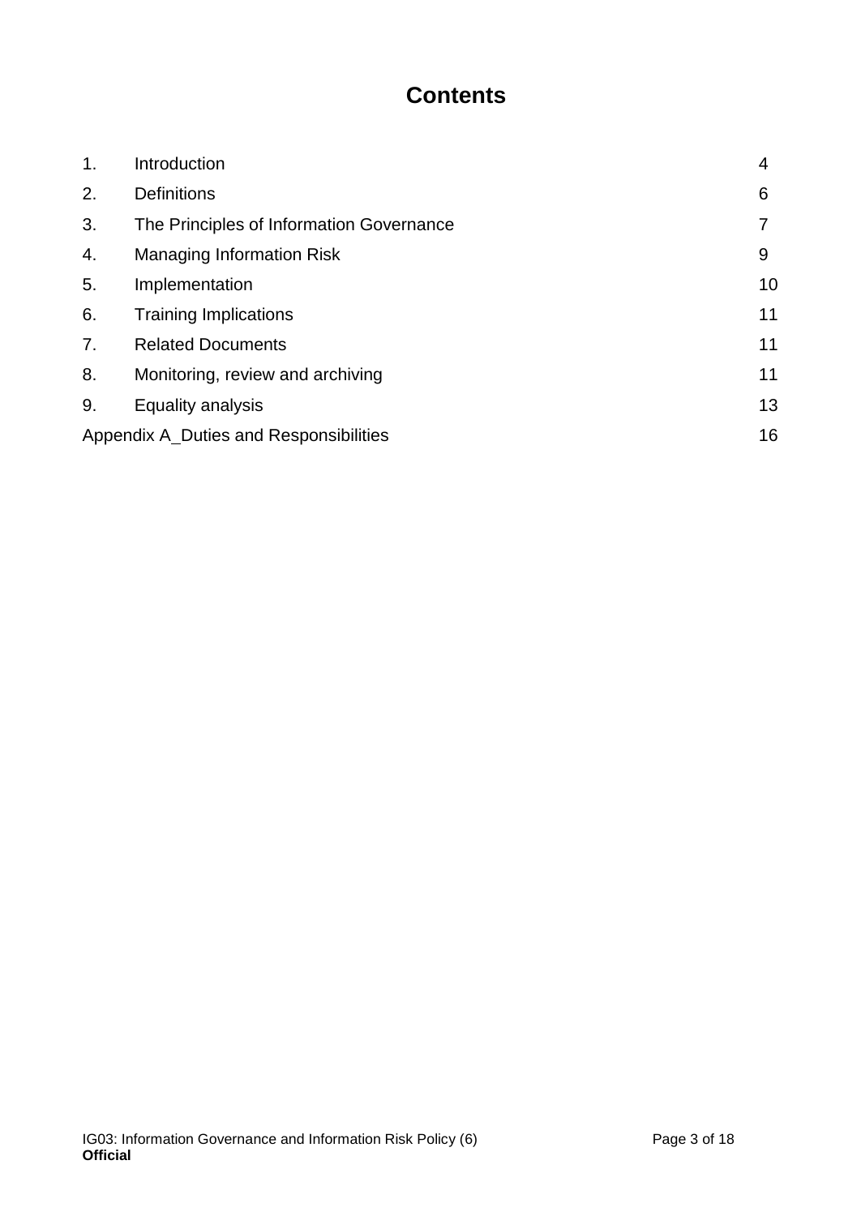# Contents

| | | |
|---|---|---|
| 1. | Introduction | 4 |
| 2. | Definitions | 6 |
| 3. | The Principles of Information Governance | 7 |
| 4. | Managing Information Risk | 9 |
| 5. | Implementation | 10 |
| 6. | Training Implications | 11 |
| 7. | Related Documents | 11 |
| 8. | Monitoring, review and archiving | 11 |
| 9. | Equality analysis | 13 |
| Appendix A_Duties and Responsibilities | | 16 |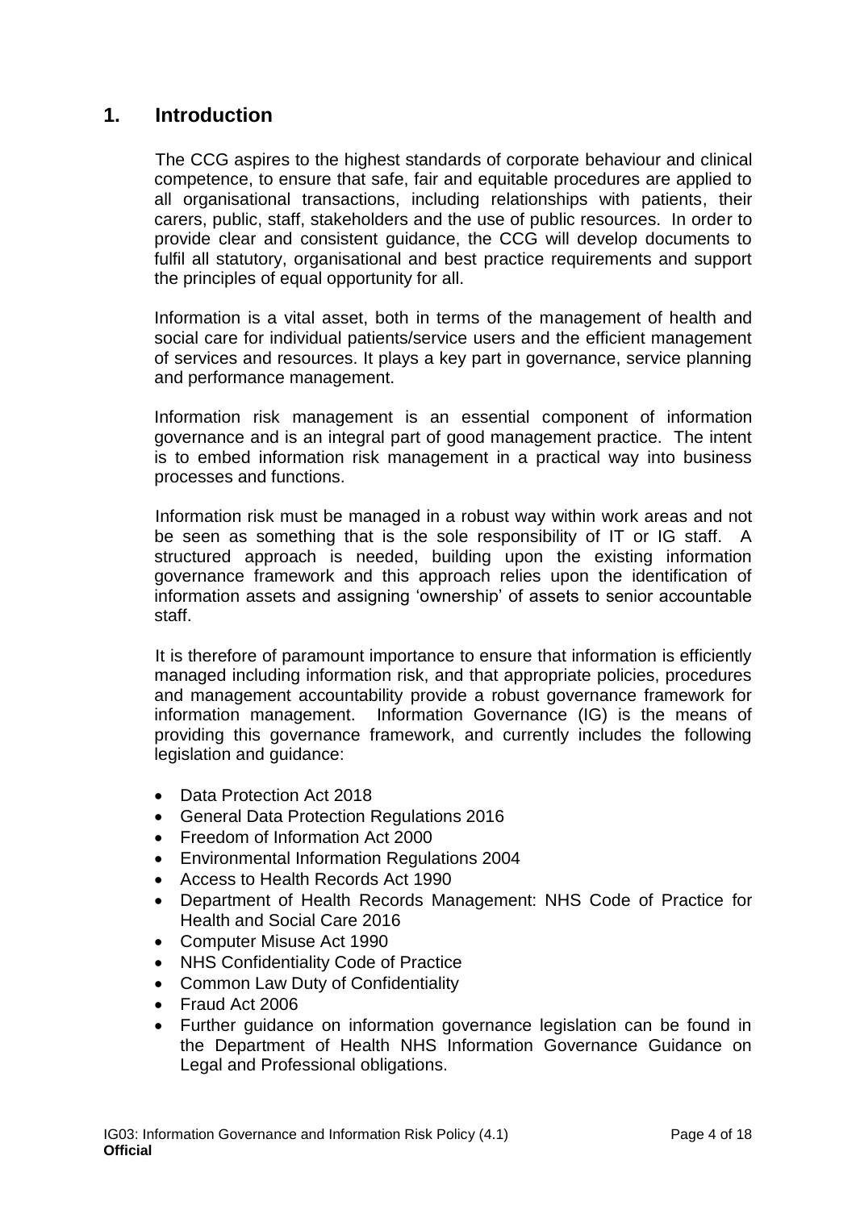## 1. Introduction

The CCG aspires to the highest standards of corporate behaviour and clinical competence, to ensure that safe, fair and equitable procedures are applied to all organisational transactions, including relationships with patients, their carers, public, staff, stakeholders and the use of public resources. In order to provide clear and consistent guidance, the CCG will develop documents to fulfil all statutory, organisational and best practice requirements and support the principles of equal opportunity for all.

Information is a vital asset, both in terms of the management of health and social care for individual patients/service users and the efficient management of services and resources. It plays a key part in governance, service planning and performance management.

Information risk management is an essential component of information governance and is an integral part of good management practice. The intent is to embed information risk management in a practical way into business processes and functions.

Information risk must be managed in a robust way within work areas and not be seen as something that is the sole responsibility of IT or IG staff. A structured approach is needed, building upon the existing information governance framework and this approach relies upon the identification of information assets and assigning 'ownership' of assets to senior accountable staff.

It is therefore of paramount importance to ensure that information is efficiently managed including information risk, and that appropriate policies, procedures and management accountability provide a robust governance framework for information management. Information Governance (IG) is the means of providing this governance framework, and currently includes the following legislation and guidance:

- Data Protection Act 2018
- General Data Protection Regulations 2016
- Freedom of Information Act 2000
- Environmental Information Regulations 2004
- Access to Health Records Act 1990
- Department of Health Records Management: NHS Code of Practice for Health and Social Care 2016
- Computer Misuse Act 1990
- NHS Confidentiality Code of Practice
- Common Law Duty of Confidentiality
- Fraud Act 2006
- Further guidance on information governance legislation can be found in the Department of Health NHS Information Governance Guidance on Legal and Professional obligations.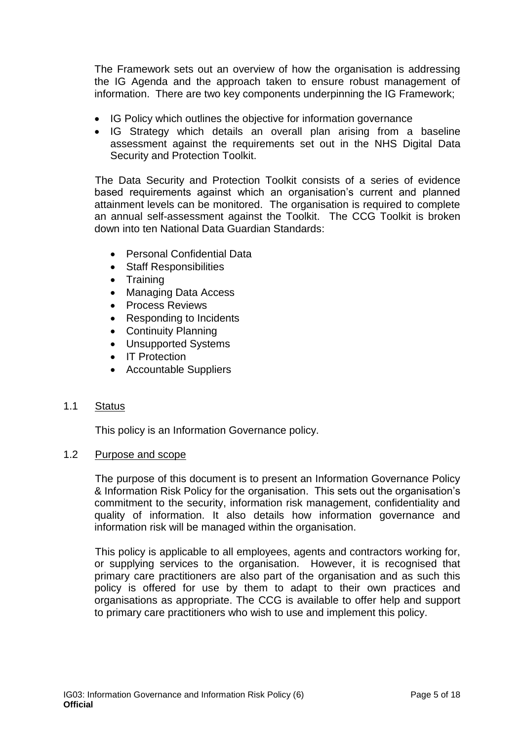The Framework sets out an overview of how the organisation is addressing the IG Agenda and the approach taken to ensure robust management of information. There are two key components underpinning the IG Framework;

- IG Policy which outlines the objective for information governance
- IG Strategy which details an overall plan arising from a baseline assessment against the requirements set out in the NHS Digital Data Security and Protection Toolkit.

The Data Security and Protection Toolkit consists of a series of evidence based requirements against which an organisation's current and planned attainment levels can be monitored. The organisation is required to complete an annual self-assessment against the Toolkit. The CCG Toolkit is broken down into ten National Data Guardian Standards:

- Personal Confidential Data
- Staff Responsibilities
- Training
- Managing Data Access
- Process Reviews
- Responding to Incidents
- Continuity Planning
- Unsupported Systems
- IT Protection
- Accountable Suppliers

### 1.1 Status

This policy is an Information Governance policy.

### 1.2 Purpose and scope

The purpose of this document is to present an Information Governance Policy & Information Risk Policy for the organisation. This sets out the organisation's commitment to the security, information risk management, confidentiality and quality of information. It also details how information governance and information risk will be managed within the organisation.

This policy is applicable to all employees, agents and contractors working for, or supplying services to the organisation. However, it is recognised that primary care practitioners are also part of the organisation and as such this policy is offered for use by them to adapt to their own practices and organisations as appropriate. The CCG is available to offer help and support to primary care practitioners who wish to use and implement this policy.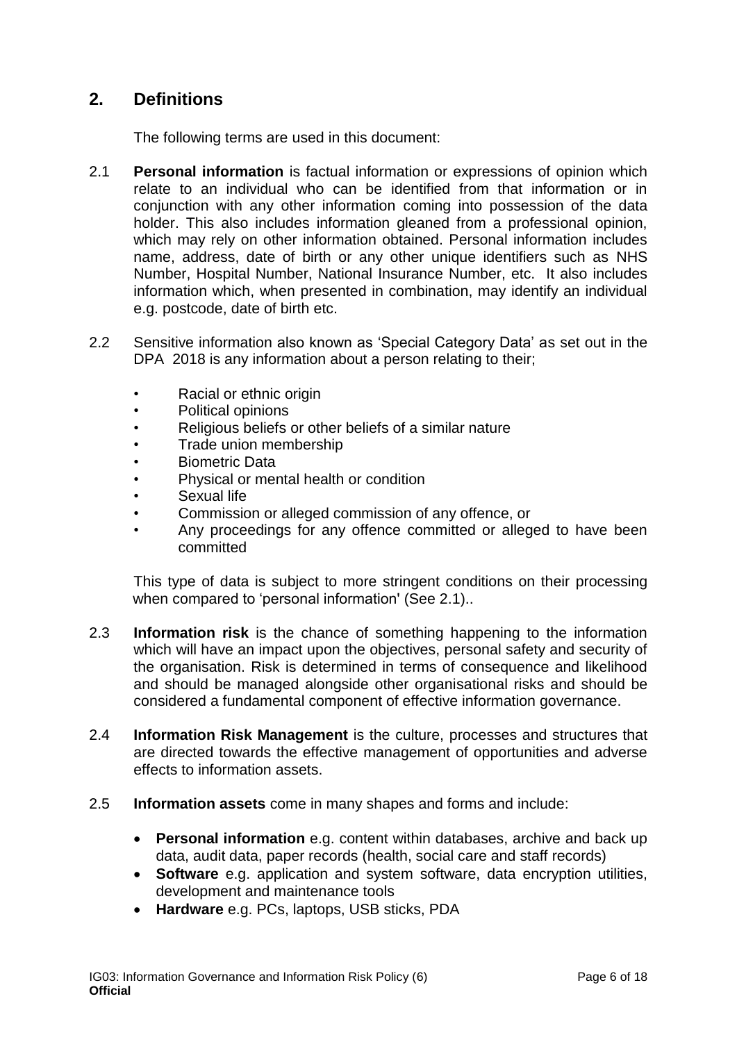## 2. Definitions

The following terms are used in this document:

2.1 **Personal information** is factual information or expressions of opinion which relate to an individual who can be identified from that information or in conjunction with any other information coming into possession of the data holder. This also includes information gleaned from a professional opinion, which may rely on other information obtained. Personal information includes name, address, date of birth or any other unique identifiers such as NHS Number, Hospital Number, National Insurance Number, etc. It also includes information which, when presented in combination, may identify an individual e.g. postcode, date of birth etc.

2.2 Sensitive information also known as 'Special Category Data' as set out in the DPA 2018 is any information about a person relating to their;

- Racial or ethnic origin
- Political opinions
- Religious beliefs or other beliefs of a similar nature
- Trade union membership
- Biometric Data
- Physical or mental health or condition
- Sexual life
- Commission or alleged commission of any offence, or
- Any proceedings for any offence committed or alleged to have been committed

This type of data is subject to more stringent conditions on their processing when compared to 'personal information' (See 2.1)..

2.3 **Information risk** is the chance of something happening to the information which will have an impact upon the objectives, personal safety and security of the organisation. Risk is determined in terms of consequence and likelihood and should be managed alongside other organisational risks and should be considered a fundamental component of effective information governance.

2.4 **Information Risk Management** is the culture, processes and structures that are directed towards the effective management of opportunities and adverse effects to information assets.

2.5 **Information assets** come in many shapes and forms and include:

- **Personal information** e.g. content within databases, archive and back up data, audit data, paper records (health, social care and staff records)
- **Software** e.g. application and system software, data encryption utilities, development and maintenance tools
- **Hardware** e.g. PCs, laptops, USB sticks, PDA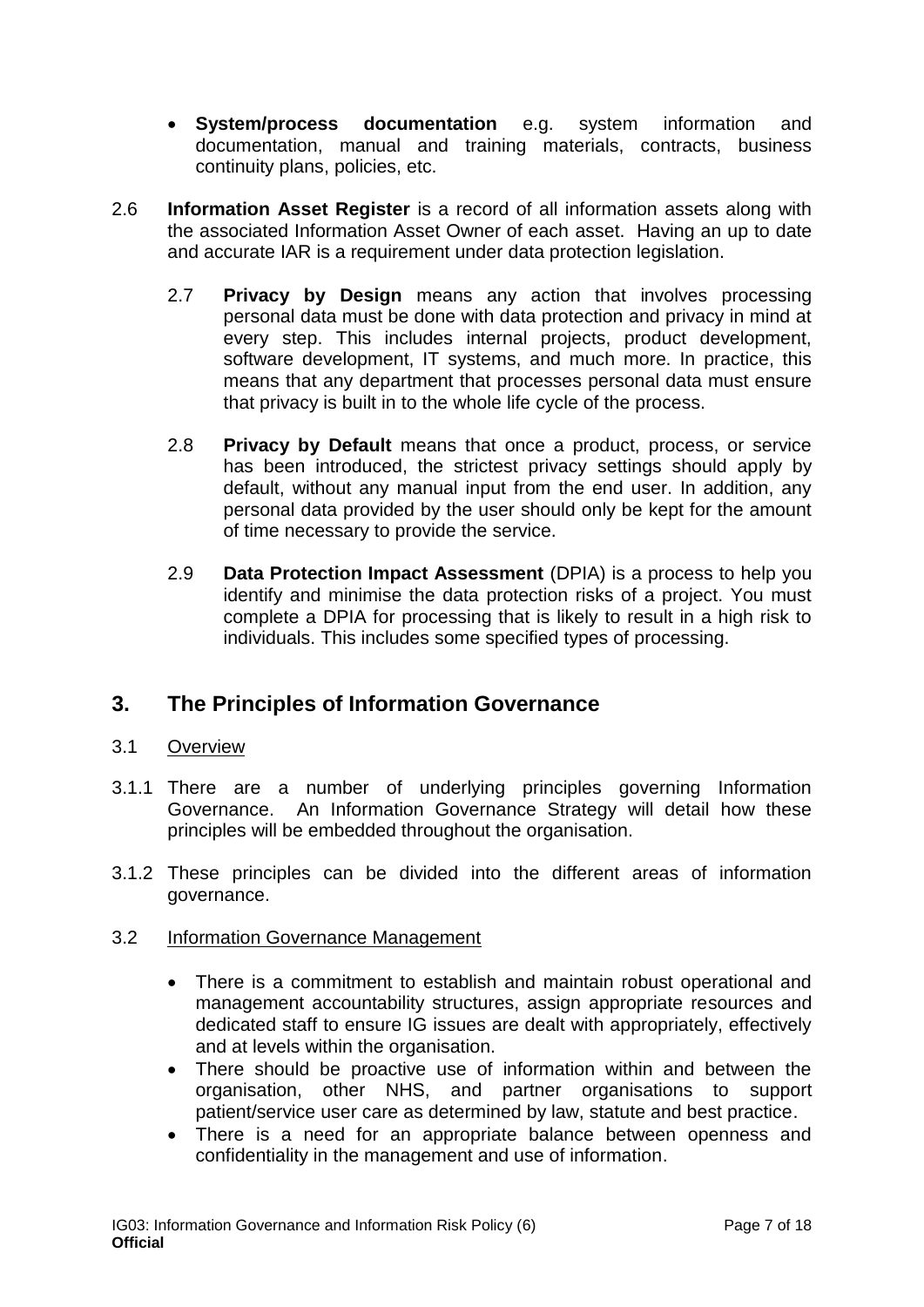- **System/process documentation** e.g. system information and documentation, manual and training materials, contracts, business continuity plans, policies, etc.

2.6 **Information Asset Register** is a record of all information assets along with the associated Information Asset Owner of each asset. Having an up to date and accurate IAR is a requirement under data protection legislation.

2.7 **Privacy by Design** means any action that involves processing personal data must be done with data protection and privacy in mind at every step. This includes internal projects, product development, software development, IT systems, and much more. In practice, this means that any department that processes personal data must ensure that privacy is built in to the whole life cycle of the process.

2.8 **Privacy by Default** means that once a product, process, or service has been introduced, the strictest privacy settings should apply by default, without any manual input from the end user. In addition, any personal data provided by the user should only be kept for the amount of time necessary to provide the service.

2.9 **Data Protection Impact Assessment** (DPIA) is a process to help you identify and minimise the data protection risks of a project. You must complete a DPIA for processing that is likely to result in a high risk to individuals. This includes some specified types of processing.

## 3. The Principles of Information Governance

3.1 Overview

3.1.1 There are a number of underlying principles governing Information Governance. An Information Governance Strategy will detail how these principles will be embedded throughout the organisation.

3.1.2 These principles can be divided into the different areas of information governance.

3.2 Information Governance Management

- There is a commitment to establish and maintain robust operational and management accountability structures, assign appropriate resources and dedicated staff to ensure IG issues are dealt with appropriately, effectively and at levels within the organisation.
- There should be proactive use of information within and between the organisation, other NHS, and partner organisations to support patient/service user care as determined by law, statute and best practice.
- There is a need for an appropriate balance between openness and confidentiality in the management and use of information.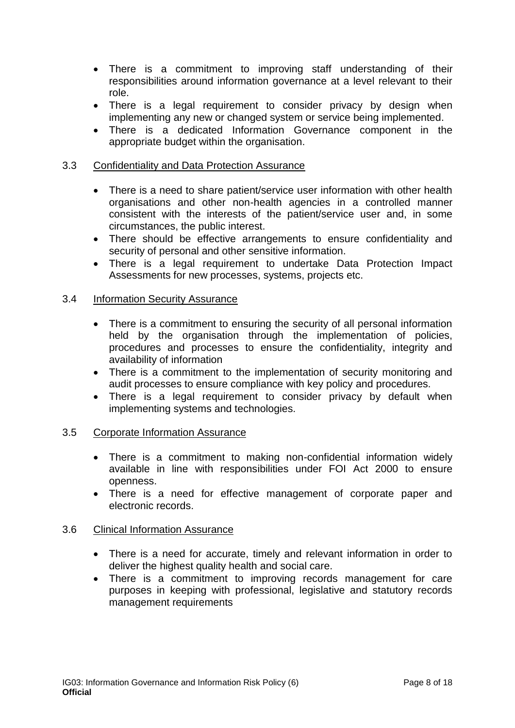- There is a commitment to improving staff understanding of their responsibilities around information governance at a level relevant to their role.
- There is a legal requirement to consider privacy by design when implementing any new or changed system or service being implemented.
- There is a dedicated Information Governance component in the appropriate budget within the organisation.

### 3.3 Confidentiality and Data Protection Assurance

- There is a need to share patient/service user information with other health organisations and other non-health agencies in a controlled manner consistent with the interests of the patient/service user and, in some circumstances, the public interest.
- There should be effective arrangements to ensure confidentiality and security of personal and other sensitive information.
- There is a legal requirement to undertake Data Protection Impact Assessments for new processes, systems, projects etc.

### 3.4 Information Security Assurance

- There is a commitment to ensuring the security of all personal information held by the organisation through the implementation of policies, procedures and processes to ensure the confidentiality, integrity and availability of information
- There is a commitment to the implementation of security monitoring and audit processes to ensure compliance with key policy and procedures.
- There is a legal requirement to consider privacy by default when implementing systems and technologies.

### 3.5 Corporate Information Assurance

- There is a commitment to making non-confidential information widely available in line with responsibilities under FOI Act 2000 to ensure openness.
- There is a need for effective management of corporate paper and electronic records.

### 3.6 Clinical Information Assurance

- There is a need for accurate, timely and relevant information in order to deliver the highest quality health and social care.
- There is a commitment to improving records management for care purposes in keeping with professional, legislative and statutory records management requirements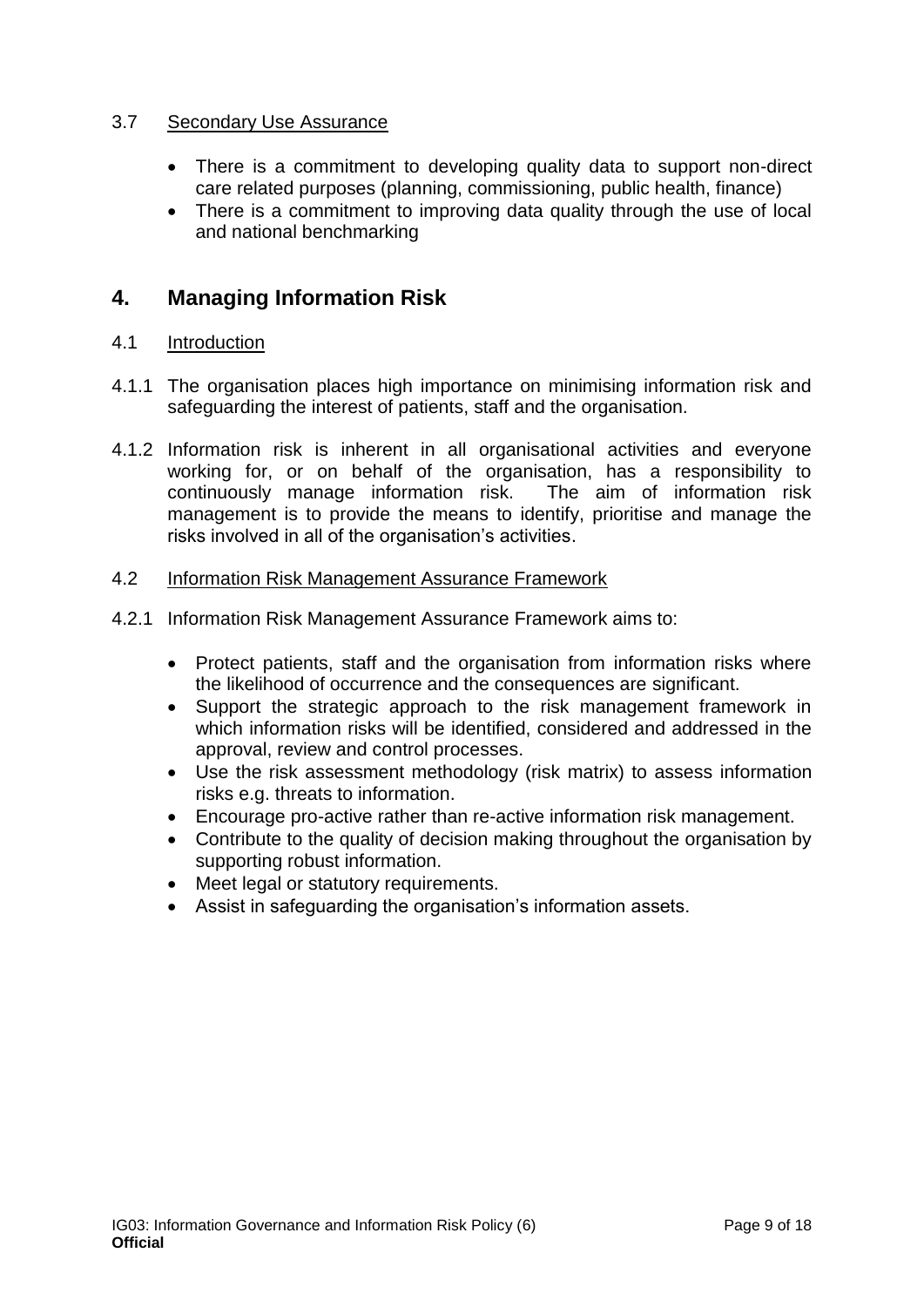### 3.7 Secondary Use Assurance

- There is a commitment to developing quality data to support non-direct care related purposes (planning, commissioning, public health, finance)
- There is a commitment to improving data quality through the use of local and national benchmarking

## 4. Managing Information Risk

### 4.1 Introduction

4.1.1 The organisation places high importance on minimising information risk and safeguarding the interest of patients, staff and the organisation.

4.1.2 Information risk is inherent in all organisational activities and everyone working for, or on behalf of the organisation, has a responsibility to continuously manage information risk. The aim of information risk management is to provide the means to identify, prioritise and manage the risks involved in all of the organisation's activities.

### 4.2 Information Risk Management Assurance Framework

4.2.1 Information Risk Management Assurance Framework aims to:

- Protect patients, staff and the organisation from information risks where the likelihood of occurrence and the consequences are significant.
- Support the strategic approach to the risk management framework in which information risks will be identified, considered and addressed in the approval, review and control processes.
- Use the risk assessment methodology (risk matrix) to assess information risks e.g. threats to information.
- Encourage pro-active rather than re-active information risk management.
- Contribute to the quality of decision making throughout the organisation by supporting robust information.
- Meet legal or statutory requirements.
- Assist in safeguarding the organisation's information assets.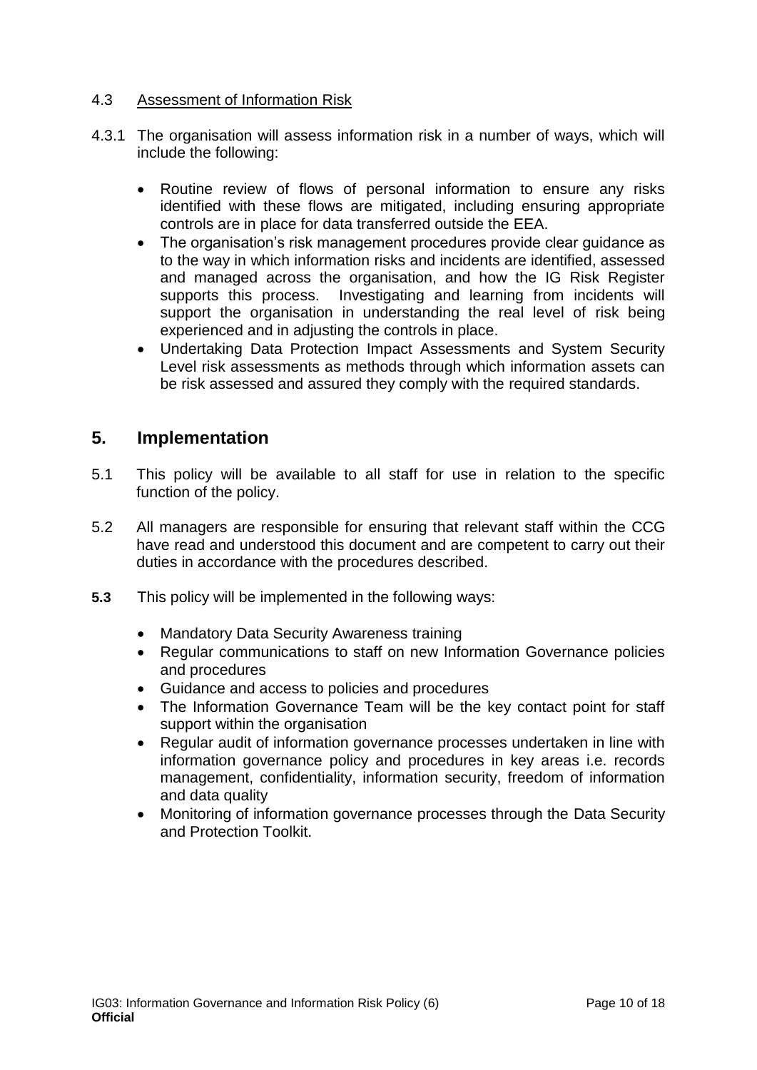### 4.3 Assessment of Information Risk

4.3.1 The organisation will assess information risk in a number of ways, which will include the following:

- Routine review of flows of personal information to ensure any risks identified with these flows are mitigated, including ensuring appropriate controls are in place for data transferred outside the EEA.
- The organisation's risk management procedures provide clear guidance as to the way in which information risks and incidents are identified, assessed and managed across the organisation, and how the IG Risk Register supports this process. Investigating and learning from incidents will support the organisation in understanding the real level of risk being experienced and in adjusting the controls in place.
- Undertaking Data Protection Impact Assessments and System Security Level risk assessments as methods through which information assets can be risk assessed and assured they comply with the required standards.

## 5. Implementation

5.1 This policy will be available to all staff for use in relation to the specific function of the policy.

5.2 All managers are responsible for ensuring that relevant staff within the CCG have read and understood this document and are competent to carry out their duties in accordance with the procedures described.

**5.3** This policy will be implemented in the following ways:

- Mandatory Data Security Awareness training
- Regular communications to staff on new Information Governance policies and procedures
- Guidance and access to policies and procedures
- The Information Governance Team will be the key contact point for staff support within the organisation
- Regular audit of information governance processes undertaken in line with information governance policy and procedures in key areas i.e. records management, confidentiality, information security, freedom of information and data quality
- Monitoring of information governance processes through the Data Security and Protection Toolkit.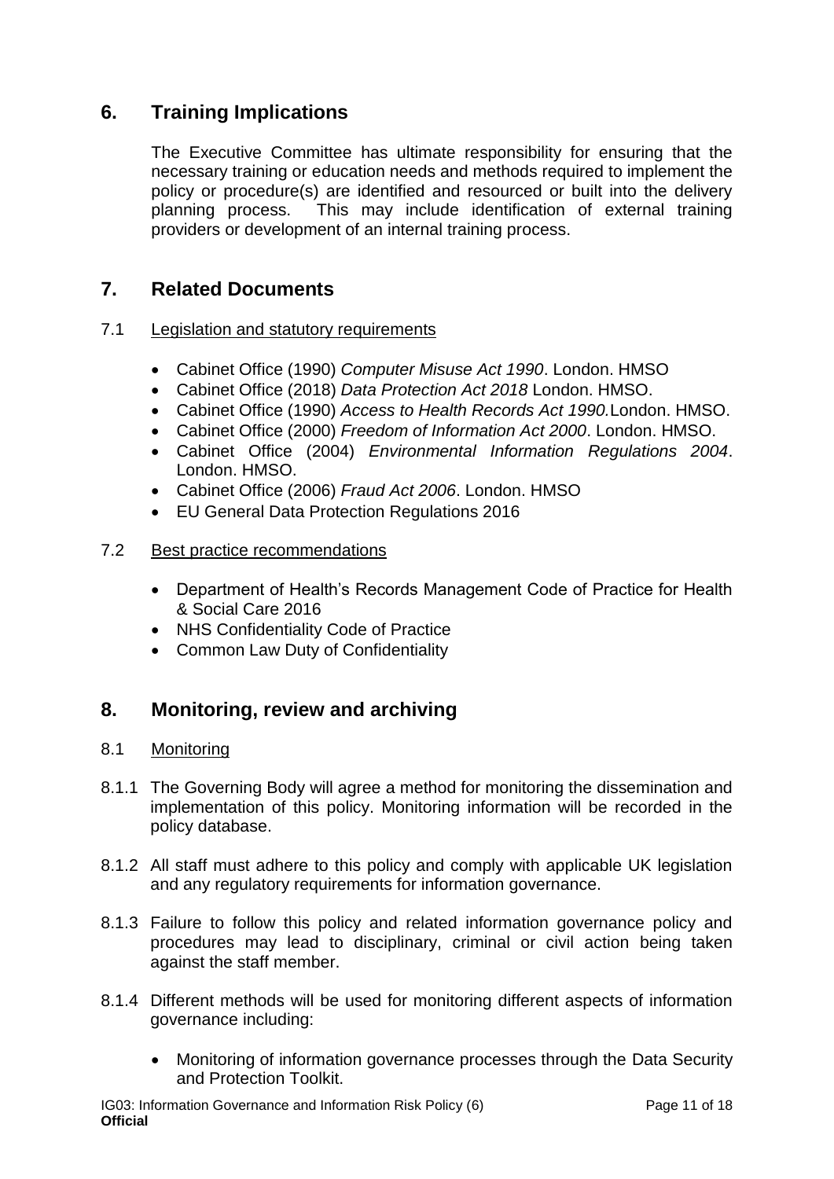## 6. Training Implications

The Executive Committee has ultimate responsibility for ensuring that the necessary training or education needs and methods required to implement the policy or procedure(s) are identified and resourced or built into the delivery planning process. This may include identification of external training providers or development of an internal training process.

## 7. Related Documents

7.1 Legislation and statutory requirements

- Cabinet Office (1990) *Computer Misuse Act 1990*. London. HMSO
- Cabinet Office (2018) *Data Protection Act 2018* London. HMSO.
- Cabinet Office (1990) *Access to Health Records Act 1990.*London. HMSO.
- Cabinet Office (2000) *Freedom of Information Act 2000*. London. HMSO.
- Cabinet Office (2004) *Environmental Information Regulations 2004*. London. HMSO.
- Cabinet Office (2006) *Fraud Act 2006*. London. HMSO
- EU General Data Protection Regulations 2016

7.2 Best practice recommendations

- Department of Health's Records Management Code of Practice for Health & Social Care 2016
- NHS Confidentiality Code of Practice
- Common Law Duty of Confidentiality

## 8. Monitoring, review and archiving

8.1 Monitoring

8.1.1 The Governing Body will agree a method for monitoring the dissemination and implementation of this policy. Monitoring information will be recorded in the policy database.

8.1.2 All staff must adhere to this policy and comply with applicable UK legislation and any regulatory requirements for information governance.

8.1.3 Failure to follow this policy and related information governance policy and procedures may lead to disciplinary, criminal or civil action being taken against the staff member.

8.1.4 Different methods will be used for monitoring different aspects of information governance including:

- Monitoring of information governance processes through the Data Security and Protection Toolkit.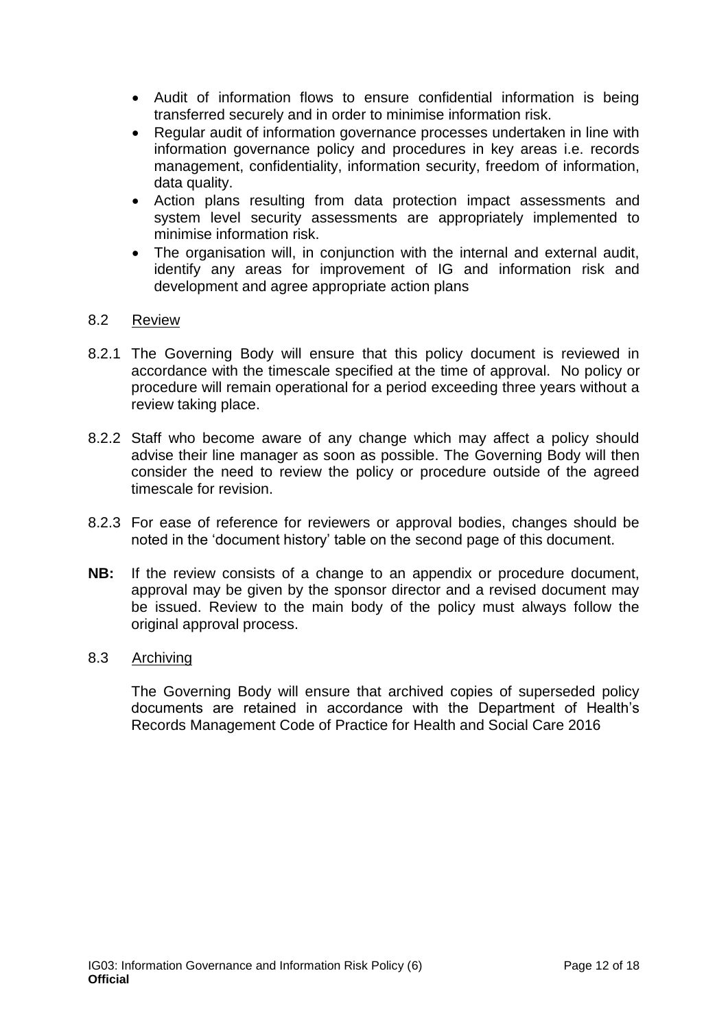- Audit of information flows to ensure confidential information is being transferred securely and in order to minimise information risk.
- Regular audit of information governance processes undertaken in line with information governance policy and procedures in key areas i.e. records management, confidentiality, information security, freedom of information, data quality.
- Action plans resulting from data protection impact assessments and system level security assessments are appropriately implemented to minimise information risk.
- The organisation will, in conjunction with the internal and external audit, identify any areas for improvement of IG and information risk and development and agree appropriate action plans

### 8.2 Review

8.2.1 The Governing Body will ensure that this policy document is reviewed in accordance with the timescale specified at the time of approval. No policy or procedure will remain operational for a period exceeding three years without a review taking place.

8.2.2 Staff who become aware of any change which may affect a policy should advise their line manager as soon as possible. The Governing Body will then consider the need to review the policy or procedure outside of the agreed timescale for revision.

8.2.3 For ease of reference for reviewers or approval bodies, changes should be noted in the 'document history' table on the second page of this document.

**NB:** If the review consists of a change to an appendix or procedure document, approval may be given by the sponsor director and a revised document may be issued. Review to the main body of the policy must always follow the original approval process.

### 8.3 Archiving

The Governing Body will ensure that archived copies of superseded policy documents are retained in accordance with the Department of Health's Records Management Code of Practice for Health and Social Care 2016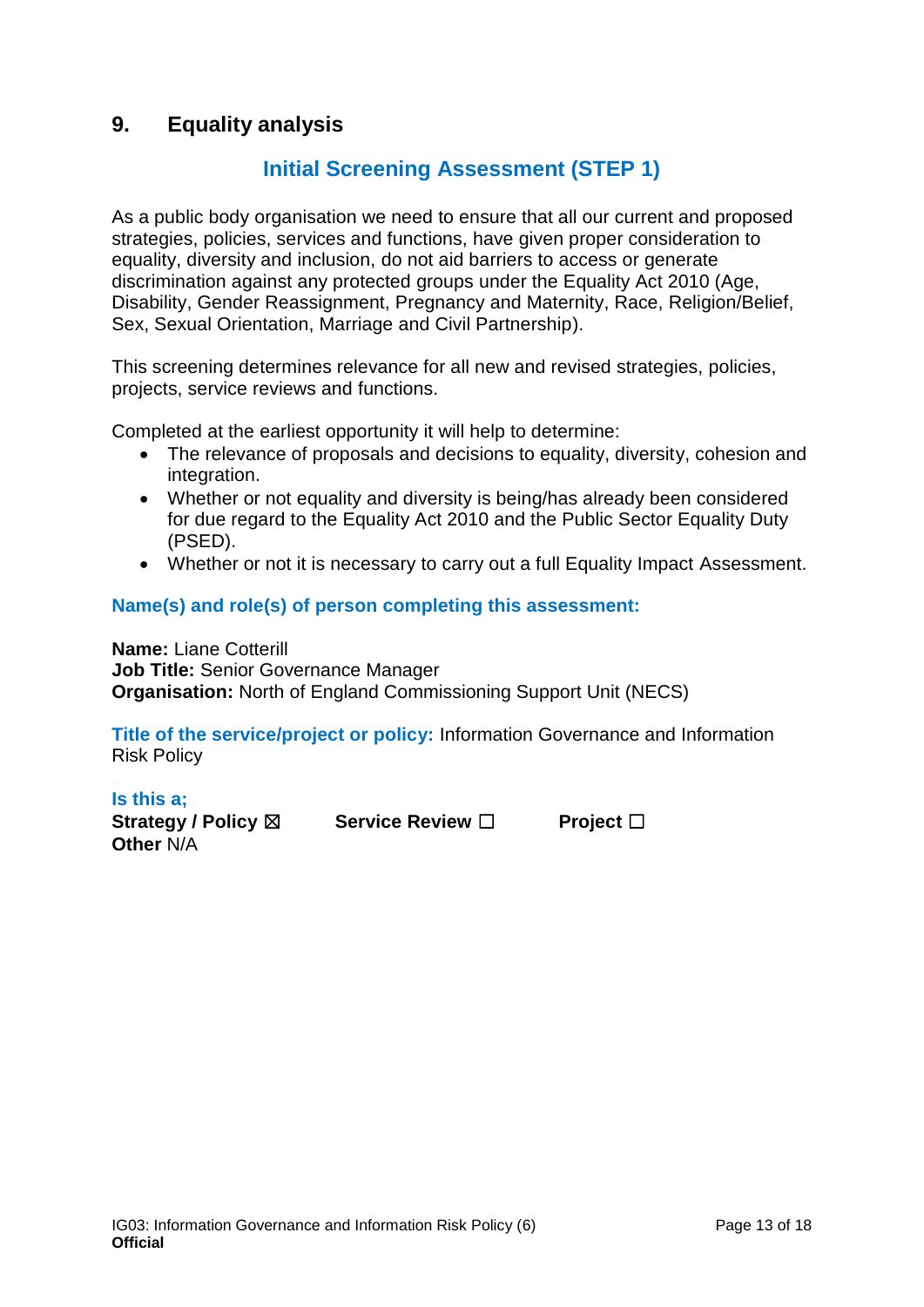## 9. Equality analysis

### Initial Screening Assessment (STEP 1)

As a public body organisation we need to ensure that all our current and proposed strategies, policies, services and functions, have given proper consideration to equality, diversity and inclusion, do not aid barriers to access or generate discrimination against any protected groups under the Equality Act 2010 (Age, Disability, Gender Reassignment, Pregnancy and Maternity, Race, Religion/Belief, Sex, Sexual Orientation, Marriage and Civil Partnership).

This screening determines relevance for all new and revised strategies, policies, projects, service reviews and functions.

Completed at the earliest opportunity it will help to determine:

- The relevance of proposals and decisions to equality, diversity, cohesion and integration.
- Whether or not equality and diversity is being/has already been considered for due regard to the Equality Act 2010 and the Public Sector Equality Duty (PSED).
- Whether or not it is necessary to carry out a full Equality Impact Assessment.

**Name(s) and role(s) of person completing this assessment:**

**Name:** Liane Cotterill
**Job Title:** Senior Governance Manager
**Organisation:** North of England Commissioning Support Unit (NECS)

**Title of the service/project or policy:** Information Governance and Information Risk Policy

**Is this a;**
**Strategy / Policy** ☒ **Service Review** ☐ **Project** ☐
**Other** N/A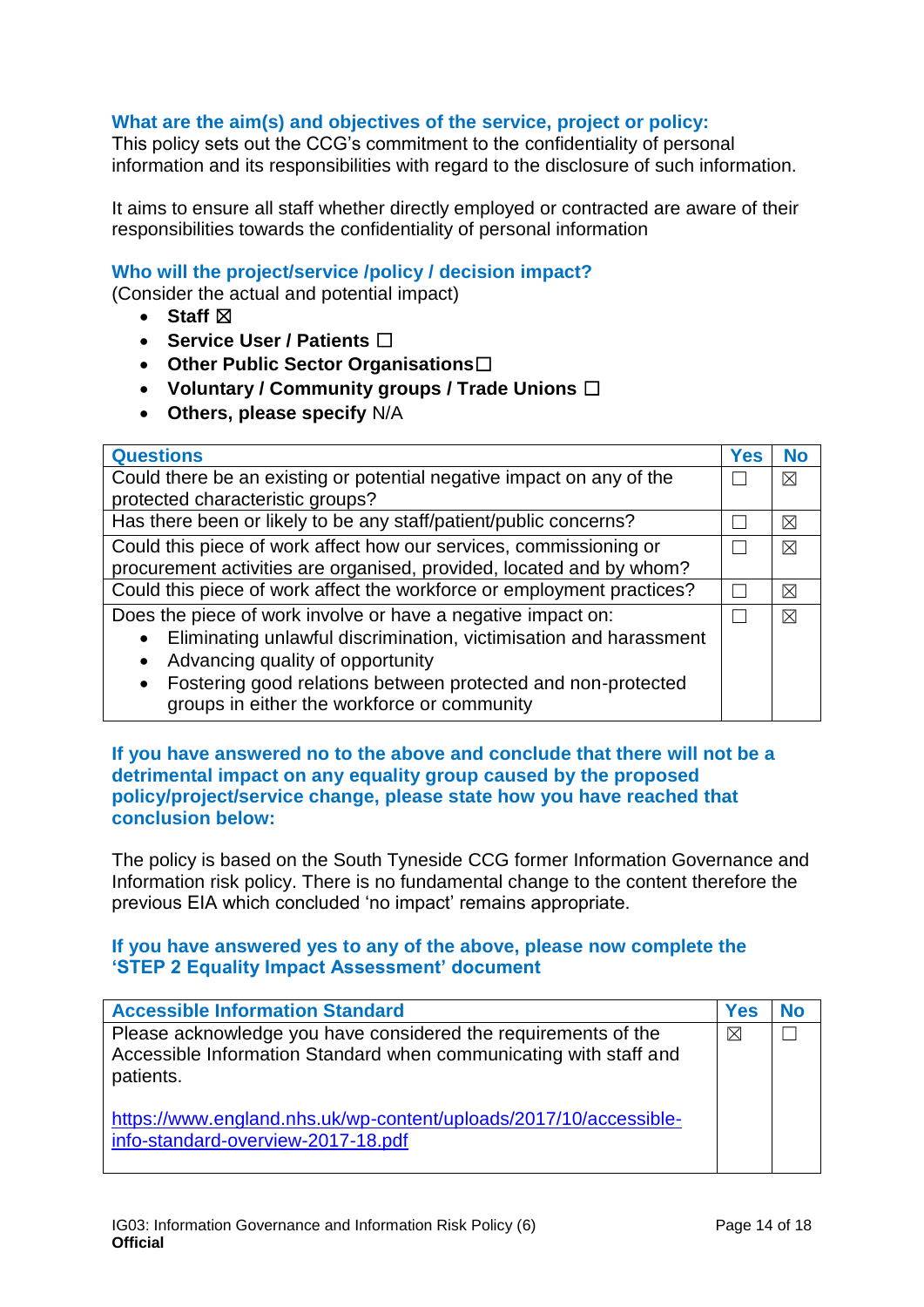### What are the aim(s) and objectives of the service, project or policy:

This policy sets out the CCG's commitment to the confidentiality of personal information and its responsibilities with regard to the disclosure of such information.

It aims to ensure all staff whether directly employed or contracted are aware of their responsibilities towards the confidentiality of personal information

### Who will the project/service /policy / decision impact?

(Consider the actual and potential impact)

- **Staff** ☒
- **Service User / Patients** ☐
- **Other Public Sector Organisations** ☐
- **Voluntary / Community groups / Trade Unions** ☐
- **Others, please specify** N/A

| Questions | Yes | No |
|---|---|---|
| Could there be an existing or potential negative impact on any of the protected characteristic groups? | ☐ | ☒ |
| Has there been or likely to be any staff/patient/public concerns? | ☐ | ☒ |
| Could this piece of work affect how our services, commissioning or procurement activities are organised, provided, located and by whom? | ☐ | ☒ |
| Could this piece of work affect the workforce or employment practices? | ☐ | ☒ |
| Does the piece of work involve or have a negative impact on:<br>• Eliminating unlawful discrimination, victimisation and harassment<br>• Advancing quality of opportunity<br>• Fostering good relations between protected and non-protected groups in either the workforce or community | ☐ | ☒ |

### If you have answered no to the above and conclude that there will not be a detrimental impact on any equality group caused by the proposed policy/project/service change, please state how you have reached that conclusion below:

The policy is based on the South Tyneside CCG former Information Governance and Information risk policy. There is no fundamental change to the content therefore the previous EIA which concluded 'no impact' remains appropriate.

### If you have answered yes to any of the above, please now complete the 'STEP 2 Equality Impact Assessment' document

| Accessible Information Standard | Yes | No |
|---|---|---|
| Please acknowledge you have considered the requirements of the Accessible Information Standard when communicating with staff and patients.<br><br>https://www.england.nhs.uk/wp-content/uploads/2017/10/accessible-info-standard-overview-2017-18.pdf | ☒ | ☐ |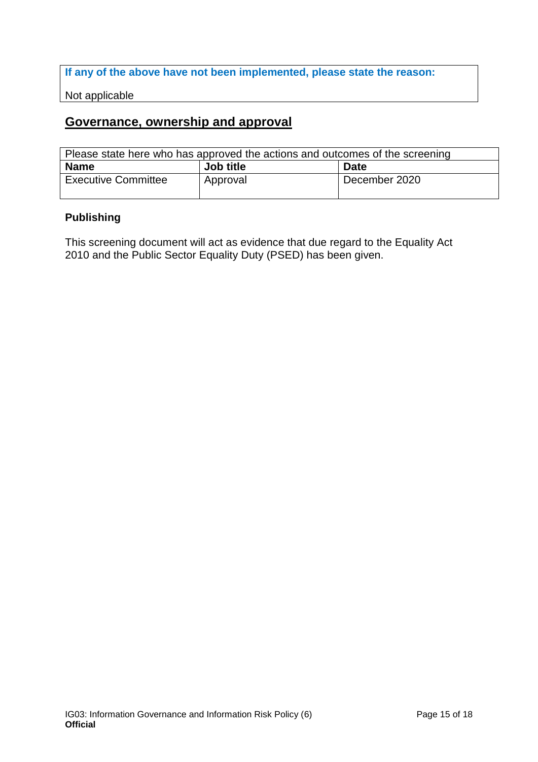**If any of the above have not been implemented, please state the reason:**

Not applicable

## Governance, ownership and approval

| Please state here who has approved the actions and outcomes of the screening | | |
|---|---|---|
| **Name** | **Job title** | **Date** |
| Executive Committee | Approval | December 2020 |

**Publishing**

This screening document will act as evidence that due regard to the Equality Act 2010 and the Public Sector Equality Duty (PSED) has been given.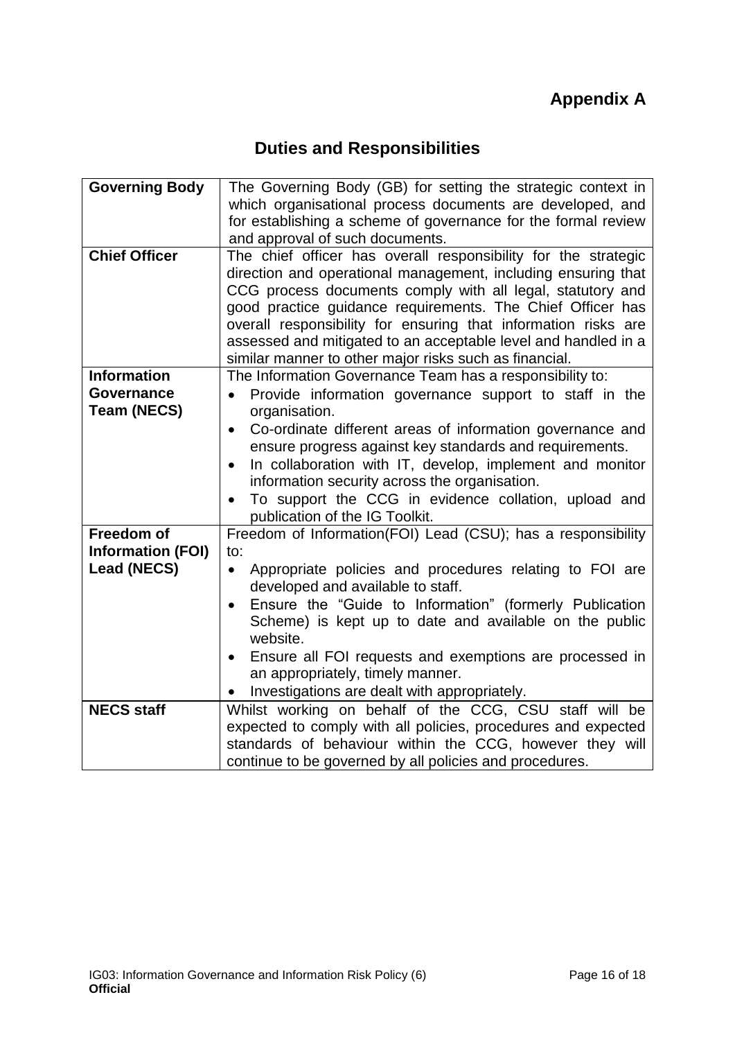# Appendix A

## Duties and Responsibilities

| | |
|---|---|
| **Governing Body** | The Governing Body (GB) for setting the strategic context in which organisational process documents are developed, and for establishing a scheme of governance for the formal review and approval of such documents. |
| **Chief Officer** | The chief officer has overall responsibility for the strategic direction and operational management, including ensuring that CCG process documents comply with all legal, statutory and good practice guidance requirements. The Chief Officer has overall responsibility for ensuring that information risks are assessed and mitigated to an acceptable level and handled in a similar manner to other major risks such as financial. |
| **Information Governance Team (NECS)** | The Information Governance Team has a responsibility to:<br>• Provide information governance support to staff in the organisation.<br>• Co-ordinate different areas of information governance and ensure progress against key standards and requirements.<br>• In collaboration with IT, develop, implement and monitor information security across the organisation.<br>• To support the CCG in evidence collation, upload and publication of the IG Toolkit. |
| **Freedom of Information (FOI) Lead (NECS)** | Freedom of Information(FOI) Lead (CSU); has a responsibility to:<br>• Appropriate policies and procedures relating to FOI are developed and available to staff.<br>• Ensure the "Guide to Information" (formerly Publication Scheme) is kept up to date and available on the public website.<br>• Ensure all FOI requests and exemptions are processed in an appropriately, timely manner.<br>• Investigations are dealt with appropriately. |
| **NECS staff** | Whilst working on behalf of the CCG, CSU staff will be expected to comply with all policies, procedures and expected standards of behaviour within the CCG, however they will continue to be governed by all policies and procedures. |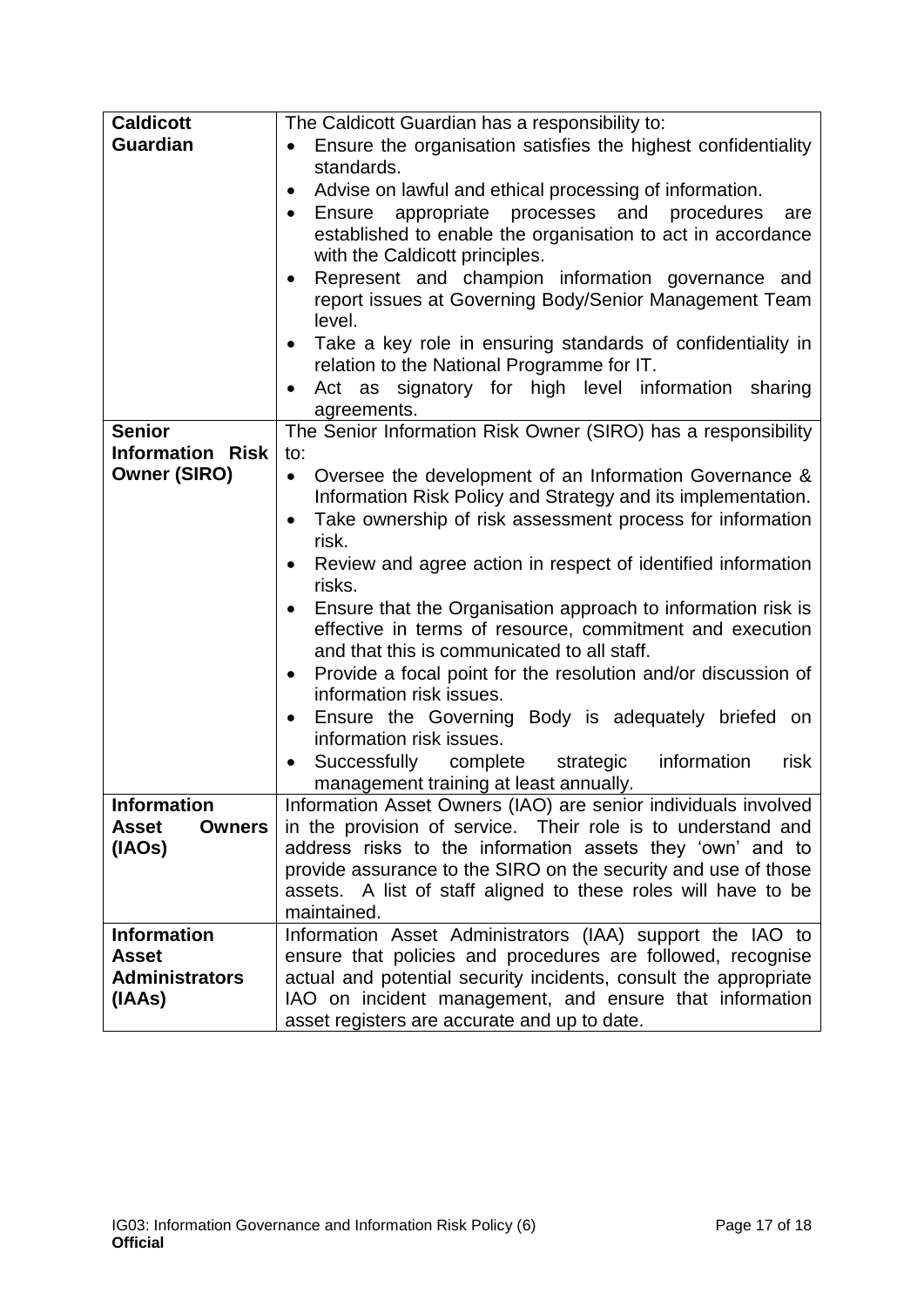| | |
|---|---|
| **Caldicott Guardian** | The Caldicott Guardian has a responsibility to:<br>• Ensure the organisation satisfies the highest confidentiality standards.<br>• Advise on lawful and ethical processing of information.<br>• Ensure appropriate processes and procedures are established to enable the organisation to act in accordance with the Caldicott principles.<br>• Represent and champion information governance and report issues at Governing Body/Senior Management Team level.<br>• Take a key role in ensuring standards of confidentiality in relation to the National Programme for IT.<br>• Act as signatory for high level information sharing agreements. |
| **Senior Information Risk Owner (SIRO)** | The Senior Information Risk Owner (SIRO) has a responsibility to:<br>• Oversee the development of an Information Governance & Information Risk Policy and Strategy and its implementation.<br>• Take ownership of risk assessment process for information risk.<br>• Review and agree action in respect of identified information risks.<br>• Ensure that the Organisation approach to information risk is effective in terms of resource, commitment and execution and that this is communicated to all staff.<br>• Provide a focal point for the resolution and/or discussion of information risk issues.<br>• Ensure the Governing Body is adequately briefed on information risk issues.<br>• Successfully complete strategic information risk management training at least annually. |
| **Information Asset Owners (IAOs)** | Information Asset Owners (IAO) are senior individuals involved in the provision of service. Their role is to understand and address risks to the information assets they 'own' and to provide assurance to the SIRO on the security and use of those assets. A list of staff aligned to these roles will have to be maintained. |
| **Information Asset Administrators (IAAs)** | Information Asset Administrators (IAA) support the IAO to ensure that policies and procedures are followed, recognise actual and potential security incidents, consult the appropriate IAO on incident management, and ensure that information asset registers are accurate and up to date. |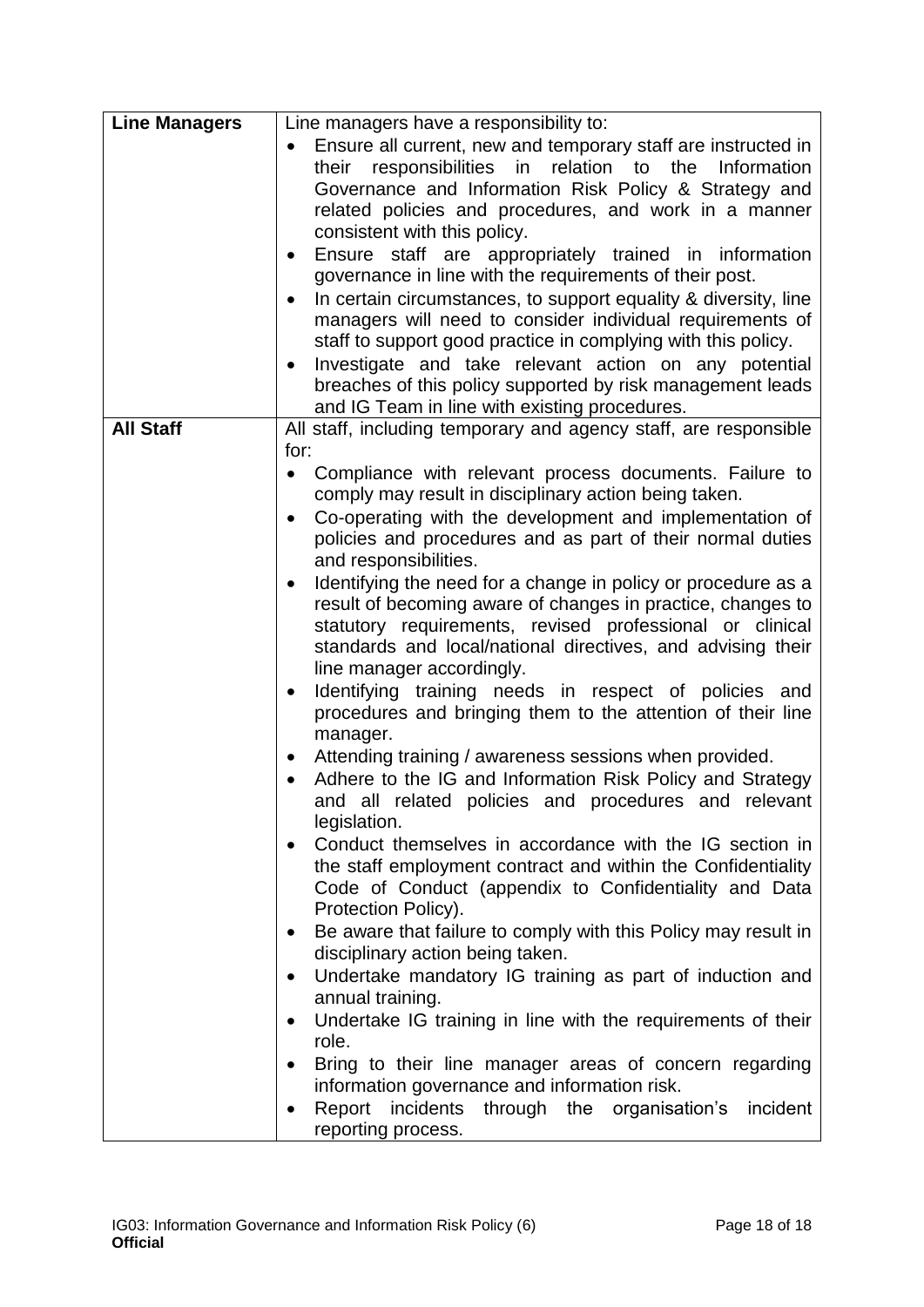| | |
|---|---|
| **Line Managers** | Line managers have a responsibility to:<br>• Ensure all current, new and temporary staff are instructed in their responsibilities in relation to the Information Governance and Information Risk Policy & Strategy and related policies and procedures, and work in a manner consistent with this policy.<br>• Ensure staff are appropriately trained in information governance in line with the requirements of their post.<br>• In certain circumstances, to support equality & diversity, line managers will need to consider individual requirements of staff to support good practice in complying with this policy.<br>• Investigate and take relevant action on any potential breaches of this policy supported by risk management leads and IG Team in line with existing procedures. |
| **All Staff** | All staff, including temporary and agency staff, are responsible for:<br>• Compliance with relevant process documents. Failure to comply may result in disciplinary action being taken.<br>• Co-operating with the development and implementation of policies and procedures and as part of their normal duties and responsibilities.<br>• Identifying the need for a change in policy or procedure as a result of becoming aware of changes in practice, changes to statutory requirements, revised professional or clinical standards and local/national directives, and advising their line manager accordingly.<br>• Identifying training needs in respect of policies and procedures and bringing them to the attention of their line manager.<br>• Attending training / awareness sessions when provided.<br>• Adhere to the IG and Information Risk Policy and Strategy and all related policies and procedures and relevant legislation.<br>• Conduct themselves in accordance with the IG section in the staff employment contract and within the Confidentiality Code of Conduct (appendix to Confidentiality and Data Protection Policy).<br>• Be aware that failure to comply with this Policy may result in disciplinary action being taken.<br>• Undertake mandatory IG training as part of induction and annual training.<br>• Undertake IG training in line with the requirements of their role.<br>• Bring to their line manager areas of concern regarding information governance and information risk.<br>• Report incidents through the organisation's incident reporting process. |